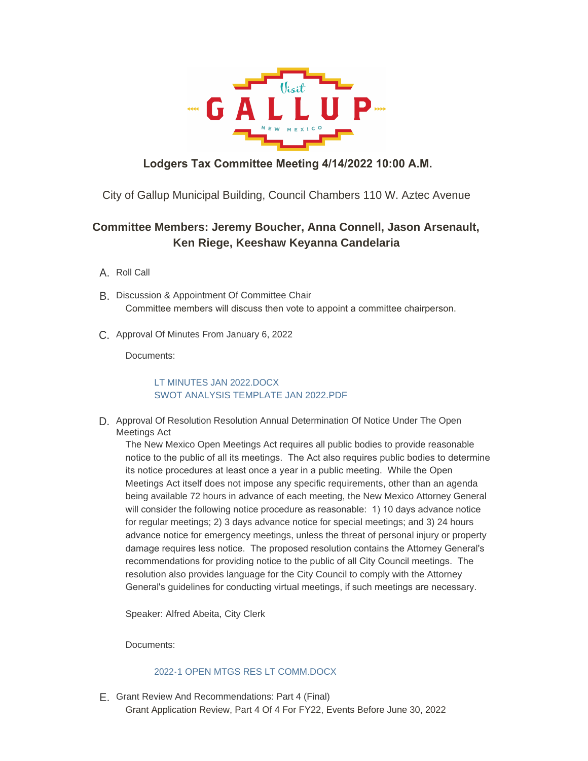# Lodgers Tax Committee Meeting 4/14/2022 10:00 A.M.

City of Gallup Municipal Building, Council Chambers 110 W. Aztec Avenue

## Committee Members: Jeremy Boucher, Anna Connell, Jason Arsenault, Ken Riege, Keeshaw Keyanna Candelaria

A. Roll Call

B. Discussion & Appointment Of Committee Chair

Committee members will discuss then vote to appoint a committee chairperson.

C. Approval Of Minutes From January 6, 2022

Documents:

LT MINUTES JAN 2022.DOCX
SWOT ANALYSIS TEMPLATE JAN 2022.PDF

D. Approval Of Resolution Resolution Annual Determination Of Notice Under The Open Meetings Act

The New Mexico Open Meetings Act requires all public bodies to provide reasonable notice to the public of all its meetings. The Act also requires public bodies to determine its notice procedures at least once a year in a public meeting. While the Open Meetings Act itself does not impose any specific requirements, other than an agenda being available 72 hours in advance of each meeting, the New Mexico Attorney General will consider the following notice procedure as reasonable: 1) 10 days advance notice for regular meetings; 2) 3 days advance notice for special meetings; and 3) 24 hours advance notice for emergency meetings, unless the threat of personal injury or property damage requires less notice. The proposed resolution contains the Attorney General's recommendations for providing notice to the public of all City Council meetings. The resolution also provides language for the City Council to comply with the Attorney General's guidelines for conducting virtual meetings, if such meetings are necessary.

Speaker: Alfred Abeita, City Clerk

Documents:

2022-1 OPEN MTGS RES LT COMM.DOCX

E. Grant Review And Recommendations: Part 4 (Final)

Grant Application Review, Part 4 Of 4 For FY22, Events Before June 30, 2022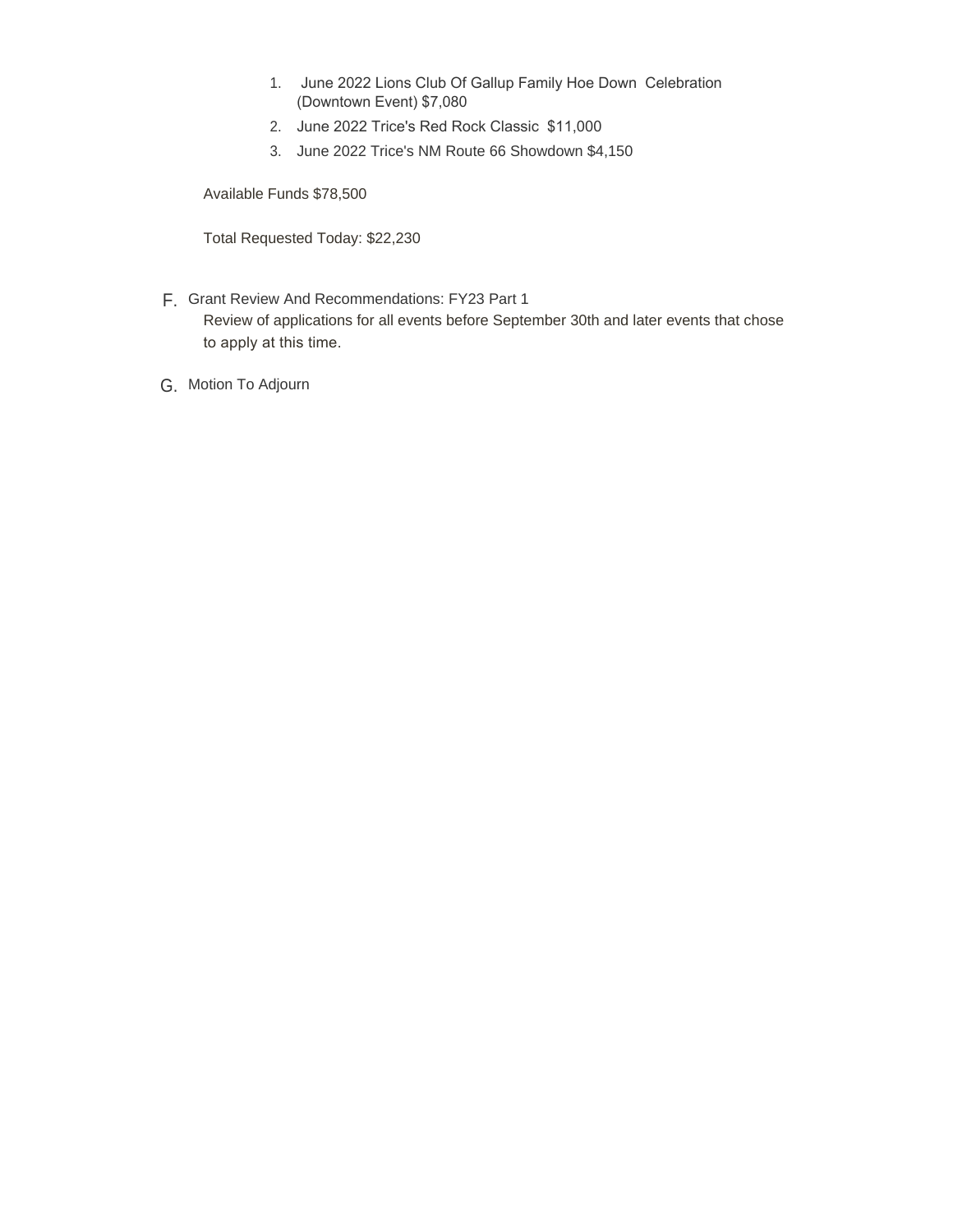1. June 2022 Lions Club Of Gallup Family Hoe Down Celebration (Downtown Event) $7,080
2. June 2022 Trice's Red Rock Classic $11,000
3. June 2022 Trice's NM Route 66 Showdown $4,150

Available Funds $78,500

Total Requested Today: $22,230

F. Grant Review And Recommendations: FY23 Part 1

Review of applications for all events before September 30th and later events that chose to apply at this time.

G. Motion To Adjourn